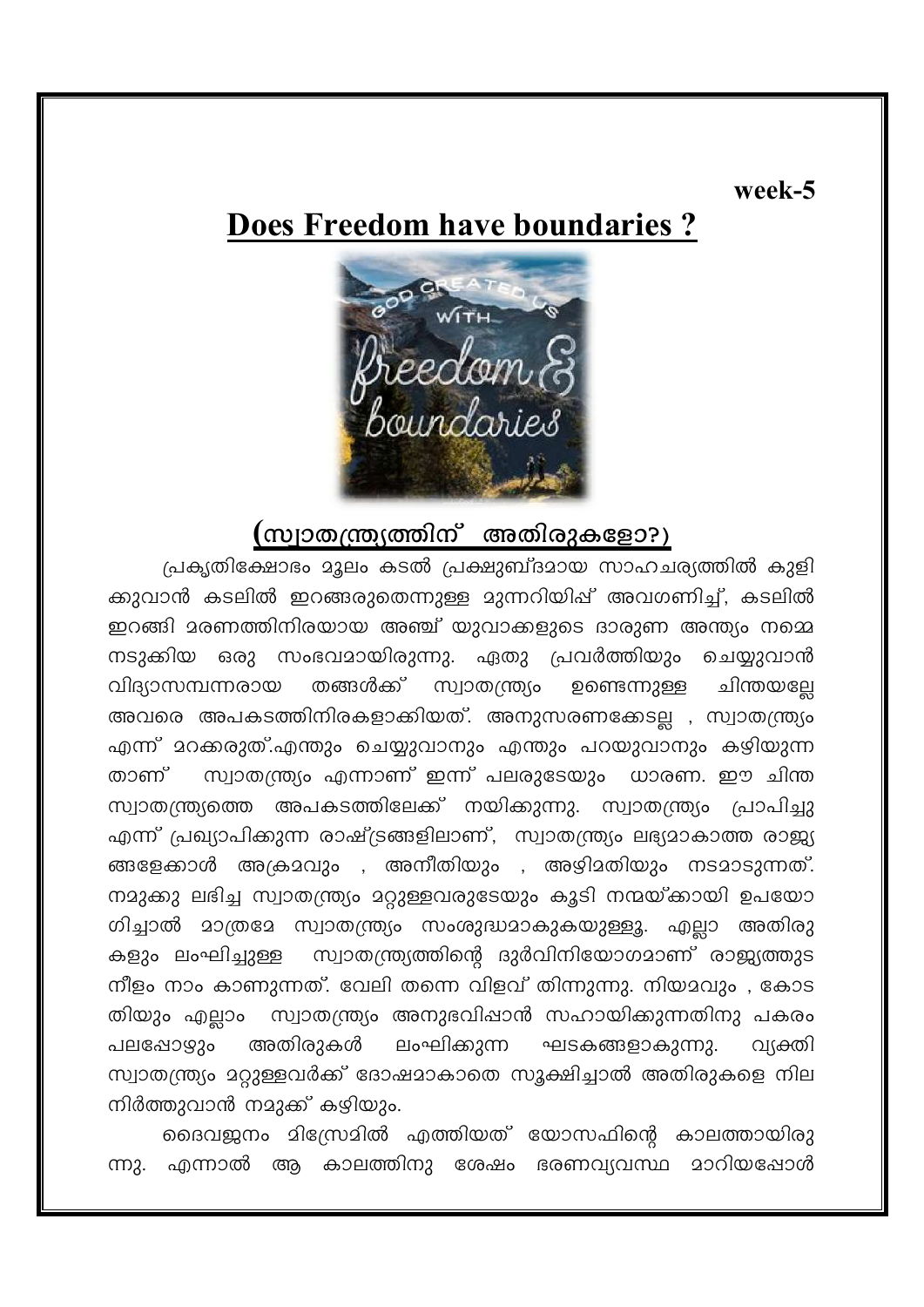week-5

# Does Freedom have boundaries ?

## (സ്വാതന്ത്ര്യത്തിന് അതിരുകളോ?)

പ്രകൃതിക്ഷോഭം മൂലം കടൽ പ്രക്ഷുബ്ദമായ സാഹചര്യത്തിൽ കുളിക്കുവാൻ കടലിൽ ഇറങ്ങരുതെന്നുള്ള മുന്നറിയിപ്പ് അവഗണിച്ച്, കടലിൽ ഇറങ്ങി മരണത്തിനിരയായ അഞ്ച് യുവാക്കളുടെ ദാരുണ അന്ത്യം നമ്മെ നടുക്കിയ ഒരു സംഭവമായിരുന്നു. ഏതു പ്രവർത്തിയും ചെയ്യുവാൻ വിദ്യാസമ്പന്നരായ തങ്ങൾക്ക് സ്വാതന്ത്ര്യം ഉണ്ടെന്നുള്ള ചിന്തയല്ലേ അവരെ അപകടത്തിനിരകളാക്കിയത്. അനുസരണക്കേടല്ല , സ്വാതന്ത്ര്യം എന്ന് മറക്കരുത്.എന്തും ചെയ്യുവാനും എന്തും പറയുവാനും കഴിയുന്നതാണ് സ്വാതന്ത്ര്യം എന്നാണ് ഇന്ന് പലരുടേയും ധാരണ. ഈ ചിന്ത സ്വാതന്ത്ര്യത്തെ അപകടത്തിലേക്ക് നയിക്കുന്നു. സ്വാതന്ത്ര്യം പ്രാപിച്ചു എന്ന് പ്രഖ്യാപിക്കുന്ന രാഷ്ട്രങ്ങളിലാണ്, സ്വാതന്ത്ര്യം ലഭ്യമാകാത്ത രാജ്യങ്ങളേക്കാൾ അക്രമവും , അനീതിയും , അഴിമതിയും നടമാടുന്നത്. നമുക്കു ലഭിച്ച സ്വാതന്ത്ര്യം മറ്റുള്ളവരുടേയും കൂടി നന്മയ്ക്കായി ഉപയോഗിച്ചാൽ മാത്രമേ സ്വാതന്ത്ര്യം സംശുദ്ധമാകുകയുള്ളൂ. എല്ലാ അതിരുകളും ലംഘിച്ചുള്ള സ്വാതന്ത്ര്യത്തിന്റെ ദുർവിനിയോഗമാണ് രാജ്യത്തുടനീളം നാം കാണുന്നത്. വേലി തന്നെ വിളവ് തിന്നുന്നു. നിയമവും , കോടതിയും എല്ലാം സ്വാതന്ത്ര്യം അനുഭവിപ്പാൻ സഹായിക്കുന്നതിനു പകരം പലപ്പോഴും അതിരുകൾ ലംഘിക്കുന്ന ഘടകങ്ങളാകുന്നു. വ്യക്തി സ്വാതന്ത്ര്യം മറ്റുള്ളവർക്ക് ദോഷമാകാതെ സൂക്ഷിച്ചാൽ അതിരുകളെ നില നിർത്തുവാൻ നമുക്ക് കഴിയും.

ദൈവജനം മിസ്രേമിൽ എത്തിയത് യോസഫിന്റെ കാലത്തായിരുന്നു. എന്നാൽ ആ കാലത്തിനു ശേഷം ഭരണവ്യവസ്ഥ മാറിയപ്പോൾ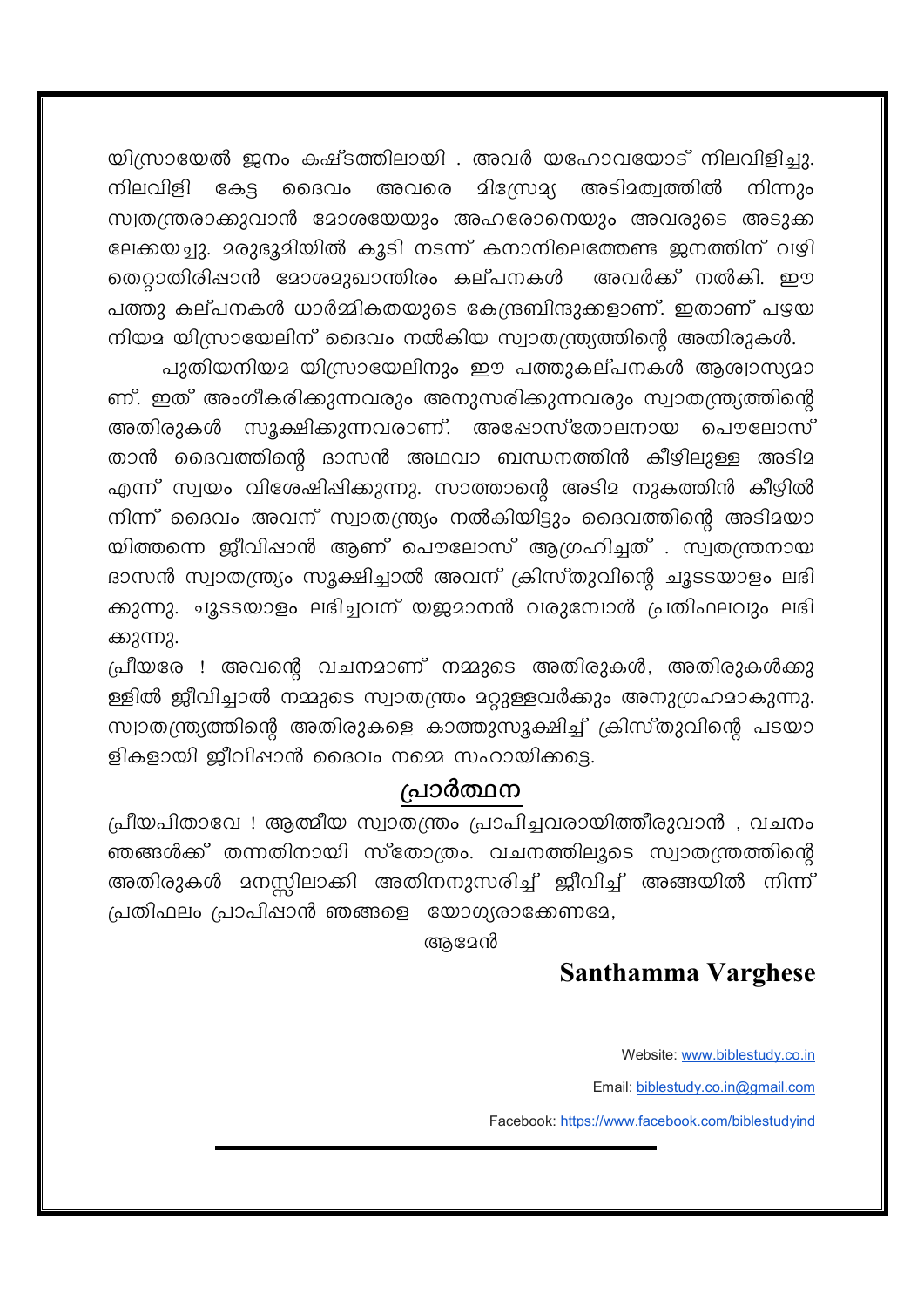യിസ്രായേൽ ജനം കഷ്ടത്തിലായി . അവർ യഹോവയോട് നിലവിളിച്ചു. നിലവിളി കേട്ട ദൈവം അവരെ മിസ്രേമ്യ അടിമത്വത്തിൽ നിന്നും സ്വതന്ത്രരാക്കുവാൻ മോശയേയും അഹരോനെയും അവരുടെ അടുക്കലേക്കയച്ചു. മരുഭൂമിയിൽ കൂടി നടന്ന് കനാനിലെത്തേണ്ട ജനത്തിന് വഴി തെറ്റാതിരിപ്പാൻ മോശമുഖാന്തിരം കല്പനകൾ അവർക്ക് നൽകി. ഈ പത്തു കല്പനകൾ ധാർമ്മികതയുടെ കേന്ദ്രബിന്ദുക്കളാണ്. ഇതാണ് പഴയ നിയമ യിസ്രായേലിന് ദൈവം നൽകിയ സ്വാതന്ത്ര്യത്തിന്റെ അതിരുകൾ.

പുതിയനിയമ യിസ്രായേലിനും ഈ പത്തുകല്പനകൾ ആശ്വാസ്യമാണ്. ഇത് അംഗീകരിക്കുന്നവരും അനുസരിക്കുന്നവരും സ്വാതന്ത്ര്യത്തിന്റെ അതിരുകൾ സൂക്ഷിക്കുന്നവരാണ്. അപ്പോസ്തോലനായ പൌലോസ് താൻ ദൈവത്തിന്റെ ദാസൻ അഥവാ ബന്ധനത്തിൻ കീഴിലുള്ള അടിമ എന്ന് സ്വയം വിശേഷിപ്പിക്കുന്നു. സാത്താന്റെ അടിമ നുകത്തിൻ കീഴിൽ നിന്ന് ദൈവം അവന് സ്വാതന്ത്ര്യം നൽകിയിട്ടും ദൈവത്തിന്റെ അടിമയായിത്തന്നെ ജീവിപ്പാൻ ആണ് പൌലോസ് ആഗ്രഹിച്ചത് . സ്വതന്ത്രനായ ദാസൻ സ്വാതന്ത്ര്യം സൂക്ഷിച്ചാൽ അവന് ക്രിസ്തുവിന്റെ ചൂടടയാളം ലഭിക്കുന്നു. ചൂടടയാളം ലഭിച്ചവന് യജമാനൻ വരുമ്പോൾ പ്രതിഫലവും ലഭിക്കുന്നു.

പ്രീയരേ ! അവന്റെ വചനമാണ് നമ്മുടെ അതിരുകൾ, അതിരുകൾക്കുള്ളിൽ ജീവിച്ചാൽ നമ്മുടെ സ്വാതന്ത്രം മറ്റുള്ളവർക്കും അനുഗ്രഹമാകുന്നു. സ്വാതന്ത്ര്യത്തിന്റെ അതിരുകളെ കാത്തുസൂക്ഷിച്ച് ക്രിസ്തുവിന്റെ പടയാളികളായി ജീവിപ്പാൻ ദൈവം നമ്മെ സഹായിക്കട്ടെ.

## പ്രാർത്ഥന

പ്രീയപിതാവേ ! ആത്മീയ സ്വാതന്ത്രം പ്രാപിച്ചവരായിത്തീരുവാൻ , വചനം ഞങ്ങൾക്ക് തന്നതിനായി സ്തോത്രം. വചനത്തിലൂടെ സ്വാതന്ത്രത്തിന്റെ അതിരുകൾ മനസ്സിലാക്കി അതിനനുസരിച്ച് ജീവിച്ച് അങ്ങയിൽ നിന്ന് പ്രതിഫലം പ്രാപിപ്പാൻ ഞങ്ങളെ യോഗ്യരാക്കേണമേ,

ആമേൻ

**Santhamma Varghese**

Website: www.biblestudy.co.in

Email: biblestudy.co.in@gmail.com

Facebook: https://www.facebook.com/biblestudyind